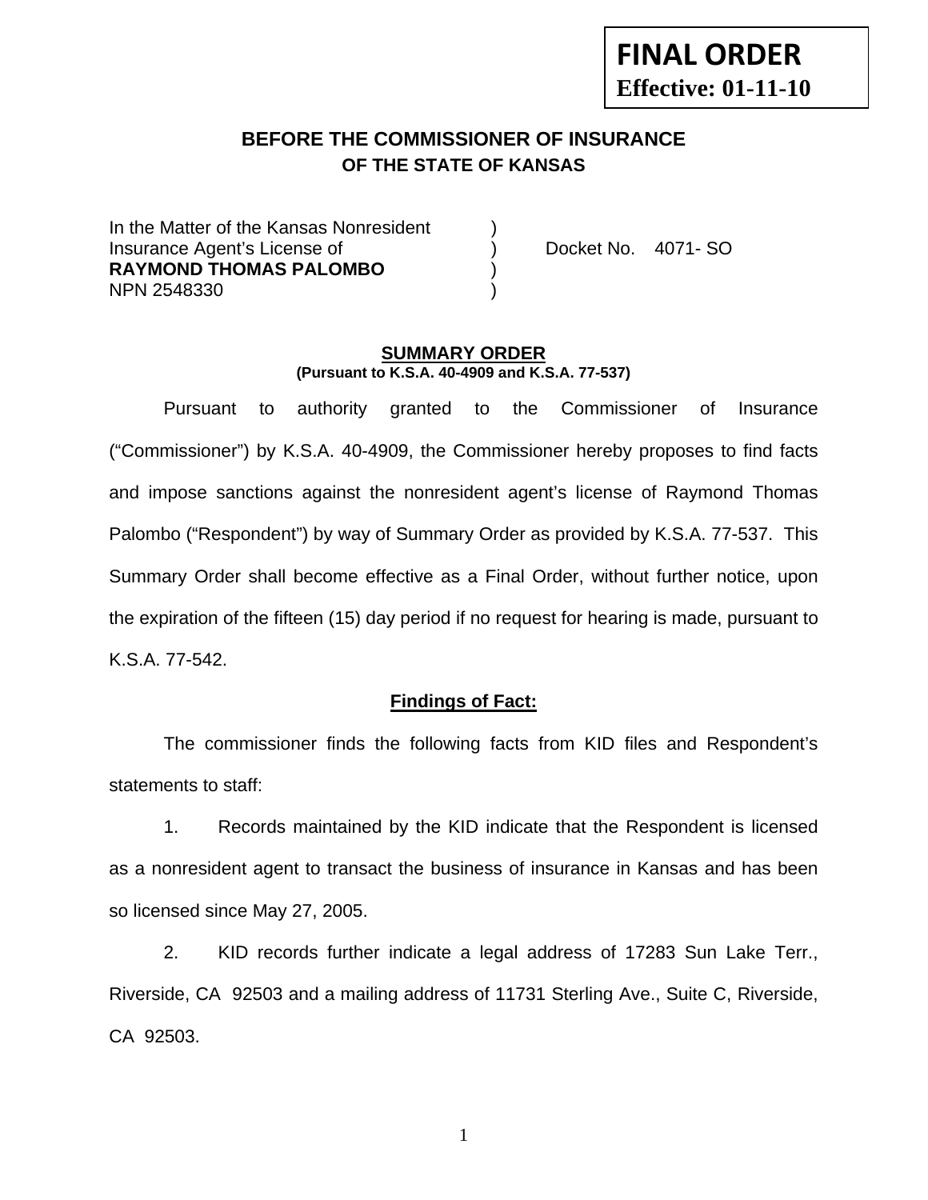**FINAL ORDER**
**Effective: 01-11-10**

# BEFORE THE COMMISSIONER OF INSURANCE
## OF THE STATE OF KANSAS

In the Matter of the Kansas Nonresident )
Insurance Agent's License of ) Docket No. 4071- SO
**RAYMOND THOMAS PALOMBO** )
NPN 2548330 )

## SUMMARY ORDER
**(Pursuant to K.S.A. 40-4909 and K.S.A. 77-537)**

Pursuant to authority granted to the Commissioner of Insurance ("Commissioner") by K.S.A. 40-4909, the Commissioner hereby proposes to find facts and impose sanctions against the nonresident agent's license of Raymond Thomas Palombo ("Respondent") by way of Summary Order as provided by K.S.A. 77-537. This Summary Order shall become effective as a Final Order, without further notice, upon the expiration of the fifteen (15) day period if no request for hearing is made, pursuant to K.S.A. 77-542.

### Findings of Fact:

The commissioner finds the following facts from KID files and Respondent's statements to staff:

1. Records maintained by the KID indicate that the Respondent is licensed as a nonresident agent to transact the business of insurance in Kansas and has been so licensed since May 27, 2005.

2. KID records further indicate a legal address of 17283 Sun Lake Terr., Riverside, CA 92503 and a mailing address of 11731 Sterling Ave., Suite C, Riverside, CA 92503.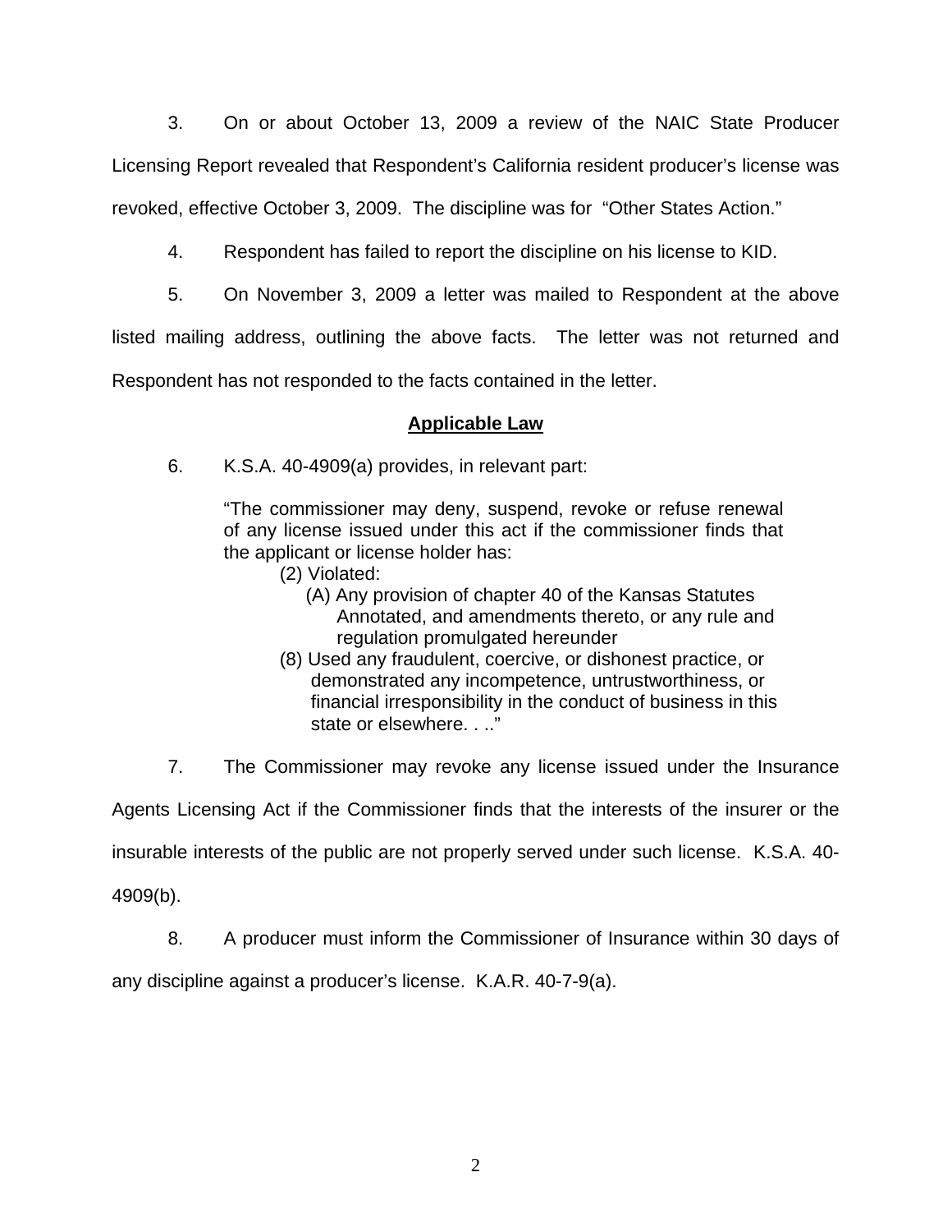3. On or about October 13, 2009 a review of the NAIC State Producer Licensing Report revealed that Respondent's California resident producer's license was revoked, effective October 3, 2009. The discipline was for "Other States Action."

4. Respondent has failed to report the discipline on his license to KID.

5. On November 3, 2009 a letter was mailed to Respondent at the above listed mailing address, outlining the above facts. The letter was not returned and Respondent has not responded to the facts contained in the letter.

## **Applicable Law**

6. K.S.A. 40-4909(a) provides, in relevant part:

> "The commissioner may deny, suspend, revoke or refuse renewal of any license issued under this act if the commissioner finds that the applicant or license holder has:
>
> (2) Violated:
>
> (A) Any provision of chapter 40 of the Kansas Statutes Annotated, and amendments thereto, or any rule and regulation promulgated hereunder
>
> (8) Used any fraudulent, coercive, or dishonest practice, or demonstrated any incompetence, untrustworthiness, or financial irresponsibility in the conduct of business in this state or elsewhere. . .."

7. The Commissioner may revoke any license issued under the Insurance Agents Licensing Act if the Commissioner finds that the interests of the insurer or the insurable interests of the public are not properly served under such license. K.S.A. 40-4909(b).

8. A producer must inform the Commissioner of Insurance within 30 days of any discipline against a producer's license. K.A.R. 40-7-9(a).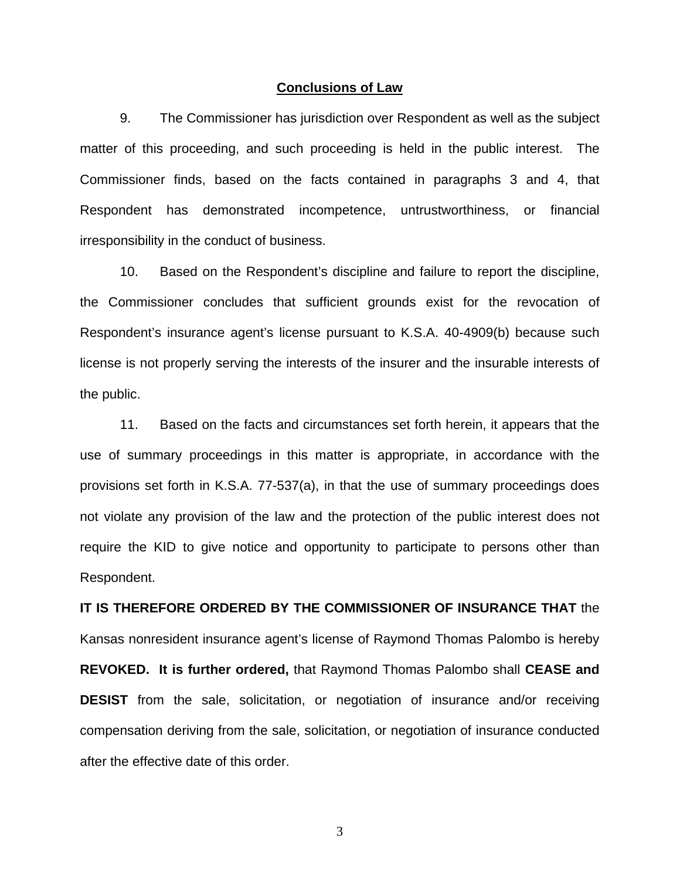## Conclusions of Law

9. The Commissioner has jurisdiction over Respondent as well as the subject matter of this proceeding, and such proceeding is held in the public interest. The Commissioner finds, based on the facts contained in paragraphs 3 and 4, that Respondent has demonstrated incompetence, untrustworthiness, or financial irresponsibility in the conduct of business.

10. Based on the Respondent's discipline and failure to report the discipline, the Commissioner concludes that sufficient grounds exist for the revocation of Respondent's insurance agent's license pursuant to K.S.A. 40-4909(b) because such license is not properly serving the interests of the insurer and the insurable interests of the public.

11. Based on the facts and circumstances set forth herein, it appears that the use of summary proceedings in this matter is appropriate, in accordance with the provisions set forth in K.S.A. 77-537(a), in that the use of summary proceedings does not violate any provision of the law and the protection of the public interest does not require the KID to give notice and opportunity to participate to persons other than Respondent.

**IT IS THEREFORE ORDERED BY THE COMMISSIONER OF INSURANCE THAT** the Kansas nonresident insurance agent's license of Raymond Thomas Palombo is hereby **REVOKED. It is further ordered,** that Raymond Thomas Palombo shall **CEASE and DESIST** from the sale, solicitation, or negotiation of insurance and/or receiving compensation deriving from the sale, solicitation, or negotiation of insurance conducted after the effective date of this order.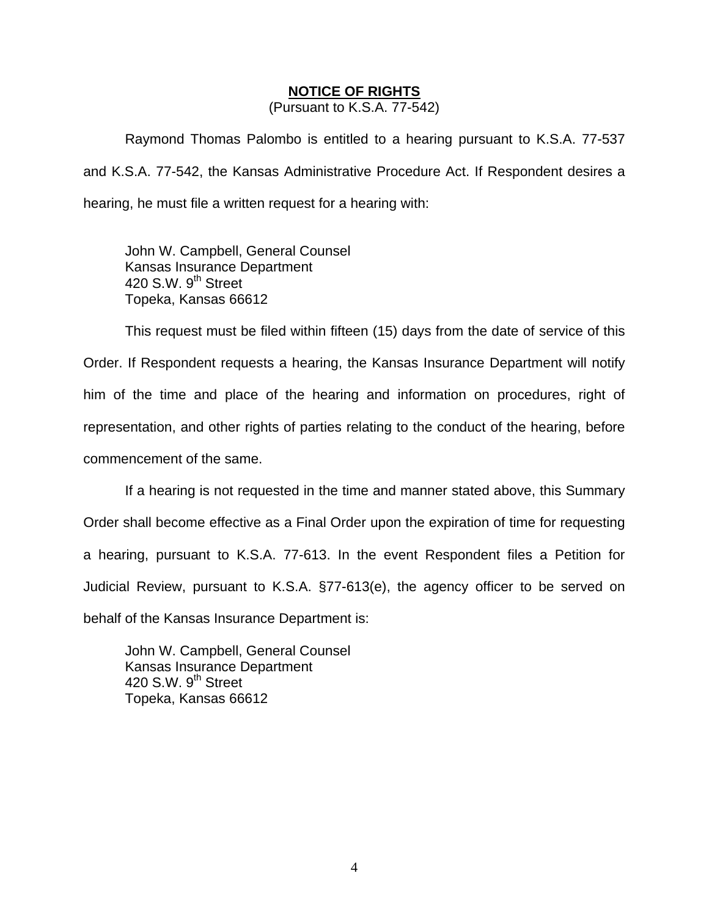**NOTICE OF RIGHTS**

(Pursuant to K.S.A. 77-542)

Raymond Thomas Palombo is entitled to a hearing pursuant to K.S.A. 77-537 and K.S.A. 77-542, the Kansas Administrative Procedure Act. If Respondent desires a hearing, he must file a written request for a hearing with:

John W. Campbell, General Counsel
Kansas Insurance Department
420 S.W. 9th Street
Topeka, Kansas 66612

This request must be filed within fifteen (15) days from the date of service of this Order. If Respondent requests a hearing, the Kansas Insurance Department will notify him of the time and place of the hearing and information on procedures, right of representation, and other rights of parties relating to the conduct of the hearing, before commencement of the same.

If a hearing is not requested in the time and manner stated above, this Summary Order shall become effective as a Final Order upon the expiration of time for requesting a hearing, pursuant to K.S.A. 77-613. In the event Respondent files a Petition for Judicial Review, pursuant to K.S.A. §77-613(e), the agency officer to be served on behalf of the Kansas Insurance Department is:

John W. Campbell, General Counsel
Kansas Insurance Department
420 S.W. 9th Street
Topeka, Kansas 66612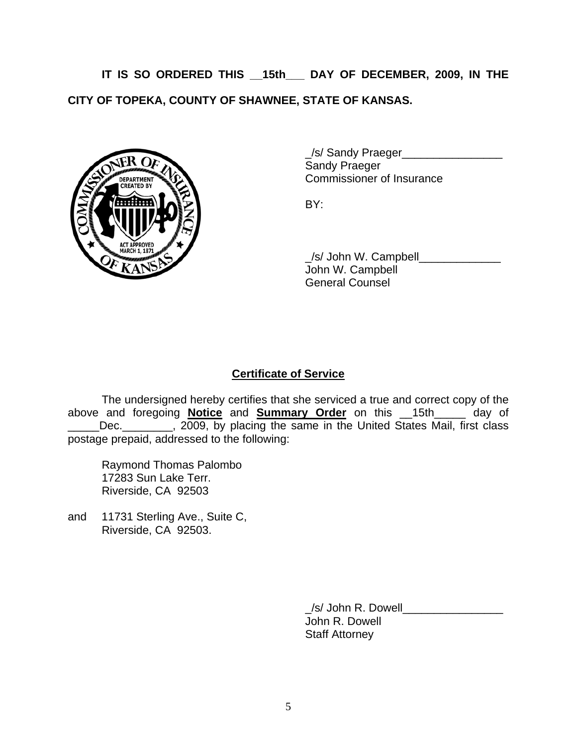**IT IS SO ORDERED THIS __15th___ DAY OF DECEMBER, 2009, IN THE CITY OF TOPEKA, COUNTY OF SHAWNEE, STATE OF KANSAS.**

_/s/ Sandy Praeger________________
Sandy Praeger
Commissioner of Insurance

BY:

_/s/ John W. Campbell_____________
John W. Campbell
General Counsel

## **Certificate of Service**

The undersigned hereby certifies that she serviced a true and correct copy of the above and foregoing **Notice** and **Summary Order** on this __15th_____ day of _____Dec.________, 2009, by placing the same in the United States Mail, first class postage prepaid, addressed to the following:

Raymond Thomas Palombo
17283 Sun Lake Terr.
Riverside, CA 92503

and 11731 Sterling Ave., Suite C,
Riverside, CA 92503.

_/s/ John R. Dowell________________
John R. Dowell
Staff Attorney